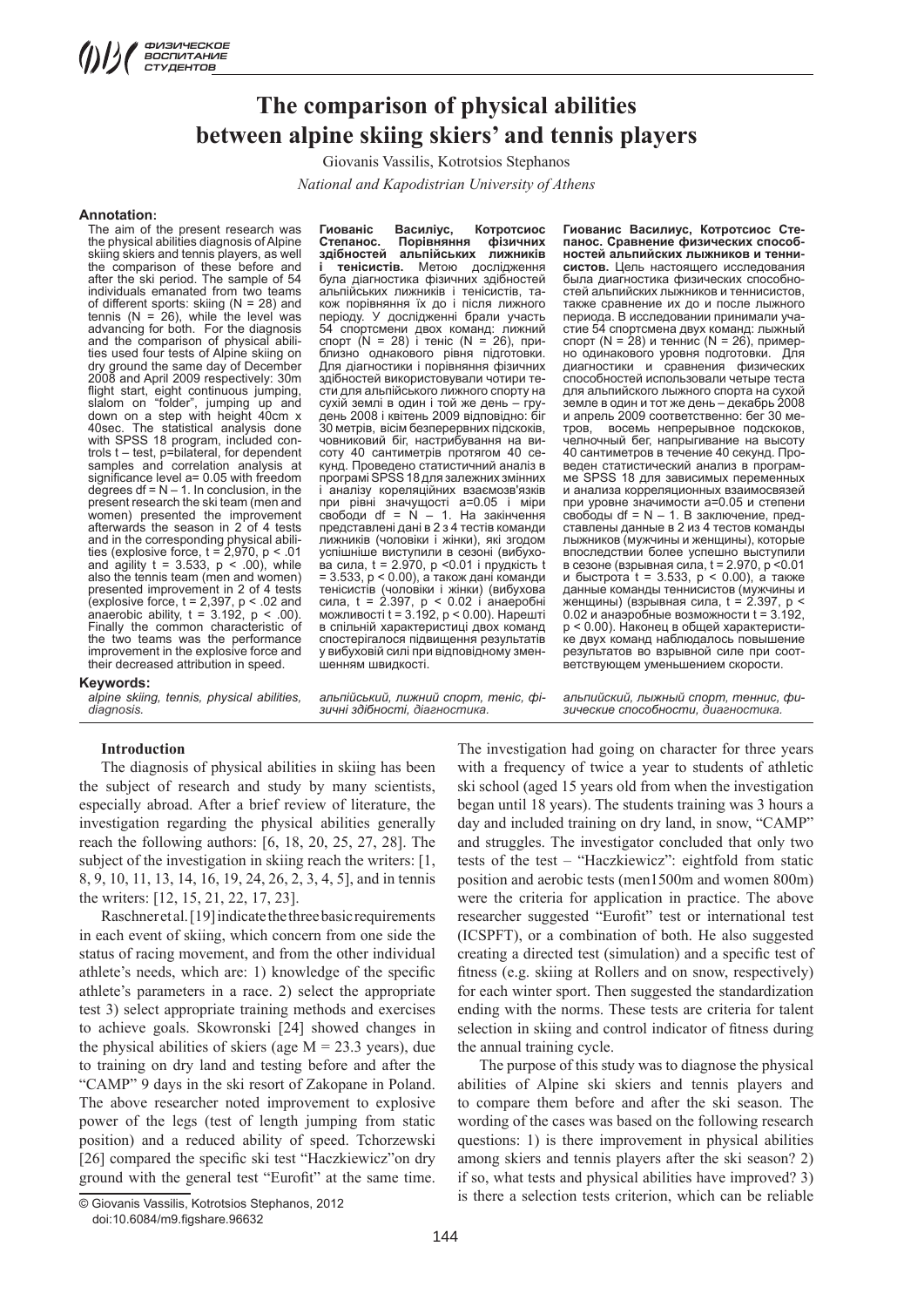# The comparison of physical abilities between alpine skiing skiers' and tennis players

Giovanis Vassilis, Kotrotsios Stephanos

*National and Kapodistrian University of Athens*

**Annotation:**

The aim of the present research was the physical abilities diagnosis of Alpine skiing skiers and tennis players, as well the comparison of these before and after the ski period. The sample of 54 individuals emanated from two teams of different sports: skiing (N = 28) and tennis (N = 26), while the level was advancing for both. For the diagnosis and the comparison of physical abilities used four tests of Alpine skiing on dry ground the same day of December 2008 and April 2009 respectively: 30m flight start, eight continuous jumping, slalom on "folder", jumping up and down on a step with height 40cm x 40sec. The statistical analysis done with SPSS 18 program, included controls t – test, p=bilateral, for dependent samples and correlation analysis at significance level a= 0.05 with freedom degrees df = N – 1. In conclusion, in the present research the ski team (men and women) presented the improvement afterwards the season in 2 of 4 tests and in the corresponding physical abilities (explosive force, t = 2,970, p < .01 and agility t = 3.533, p < .00), while also the tennis team (men and women) presented improvement in 2 of 4 tests (explosive force, t = 2,397, p < .02 and anaerobic ability, t = 3.192, p < .00). Finally the common characteristic of the two teams was the performance improvement in the explosive force and their decreased attribution in speed.

**Keywords:**

*alpine skiing, tennis, physical abilities, diagnosis.*

**Гиованіс Василіус, Котротсиос Степанос. Порівняння фізичних здібностей альпійських лижників і тенісистів.** Метою дослідження була діагностика фізичних здібностей альпійських лижників і тенісистів, також порівняння їх до і після лижного періоду. У дослідженні брали участь 54 спортсмени двох команд: лижний спорт (N = 28) і теніс (N = 26), приблизно однакового рівня підготовки. Для діагностики і порівняння фізичних здібностей використовували чотири тести для альпійського лижного спорту на сухій землі в один і той же день – грудень 2008 і квітень 2009 відповідно: біг 30 метрів, вісім безперервних підскоків, човниковий біг, настрибування на висоту 40 сантиметрів протягом 40 секунд. Проведено статистичний аналіз в програмі SPSS 18 для залежних змінних і аналізу кореляційних взаємозв'язків при рівні значущості а=0.05 і міри свободи df = N – 1. На закінчення представлені дані в 2 з 4 тестів команди лижників (чоловіки і жінки), які згодом успішніше виступили в сезоні (вибухова сила, t = 2.970, p <0.01 і прудкість t = 3.533, p < 0.00), а також дані команди тенісистів (чоловіки і жінки) (вибухова сила, t = 2.397, p < 0.02 і анаеробні можливості t = 3.192, p < 0.00). Нарешті в спільній характеристиці двох команд спостерігалося підвищення результатів у вибуховій силі при відповідному зменшенні швидкості.

*альпійський, лижний спорт, теніс, фізичні здібності, діагностика.*

**Гиованис Василиус, Котротсиос Степанос. Сравнение физических способностей альпийских лыжников и теннисистов.** Цель настоящего исследования была диагностика физических способностей альпийских лыжников и теннисистов, также сравнение их до и после лыжного периода. В исследовании принимали участие 54 спортсмена двух команд: лыжный спорт (N = 28) и теннис (N = 26), примерно одинакового уровня подготовки. Для диагностики и сравнения физических способностей использовали четыре теста для альпийского лыжного спорта на сухой земле в один и тот же день – декабрь 2008 и апрель 2009 соответственно: бег 30 метров, восемь непрерывное подскоков, челночный бег, напрыгивание на высоту 40 сантиметров в течение 40 секунд. Проведен статистический анализ в программе SPSS 18 для зависимых переменных и анализа корреляционных взаимосвязей при уровне значимости а=0.05 и степени свободы df = N – 1. В заключение, представлены данные в 2 из 4 тестов команды лыжников (мужчины и женщины), которые впоследствии более успешно выступили в сезоне (взрывная сила, t = 2.970, p <0.01 и быстрота t = 3.533, p < 0.00), а также данные команды теннисистов (мужчины и женщины) (взрывная сила, t = 2.397, p < 0.02 и анаэробные возможности t = 3.192, p < 0.00). Наконец в общей характеристике двух команд наблюдалось повышение результатов во взрывной силе при соответствующем уменьшении скорости.

*альпийский, лыжный спорт, теннис, физические способности, диагностика.*

## Introduction

The diagnosis of physical abilities in skiing has been the subject of research and study by many scientists, especially abroad. After a brief review of literature, the investigation regarding the physical abilities generally reach the following authors: [6, 18, 20, 25, 27, 28]. The subject of the investigation in skiing reach the writers: [1, 8, 9, 10, 11, 13, 14, 16, 19, 24, 26, 2, 3, 4, 5], and in tennis the writers: [12, 15, 21, 22, 17, 23].

Raschner et al. [19] indicate the three basic requirements in each event of skiing, which concern from one side the status of racing movement, and from the other individual athlete's needs, which are: 1) knowledge of the specific athlete's parameters in a race. 2) select the appropriate test 3) select appropriate training methods and exercises to achieve goals. Skowronski [24] showed changes in the physical abilities of skiers (age M = 23.3 years), due to training on dry land and testing before and after the "CAMP" 9 days in the ski resort of Zakopane in Poland. The above researcher noted improvement to explosive power of the legs (test of length jumping from static position) and a reduced ability of speed. Tchorzewski [26] compared the specific ski test "Haczkiewicz"on dry ground with the general test "Eurofit" at the same time. The investigation had going on character for three years with a frequency of twice a year to students of athletic ski school (aged 15 years old from when the investigation began until 18 years). The students training was 3 hours a day and included training on dry land, in snow, "CAMP" and struggles. The investigator concluded that only two tests of the test – "Haczkiewicz": eightfold from static position and aerobic tests (men1500m and women 800m) were the criteria for application in practice. The above researcher suggested "Eurofit" test or international test (ICSPFT), or a combination of both. He also suggested creating a directed test (simulation) and a specific test of fitness (e.g. skiing at Rollers and on snow, respectively) for each winter sport. Then suggested the standardization ending with the norms. These tests are criteria for talent selection in skiing and control indicator of fitness during the annual training cycle.

The purpose of this study was to diagnose the physical abilities of Alpine ski skiers and tennis players and to compare them before and after the ski season. The wording of the cases was based on the following research questions: 1) is there improvement in physical abilities among skiers and tennis players after the ski season? 2) if so, what tests and physical abilities have improved? 3) is there a selection tests criterion, which can be reliable

© Giovanis Vassilis, Kotrotsios Stephanos, 2012

doi:10.6084/m9.figshare.96632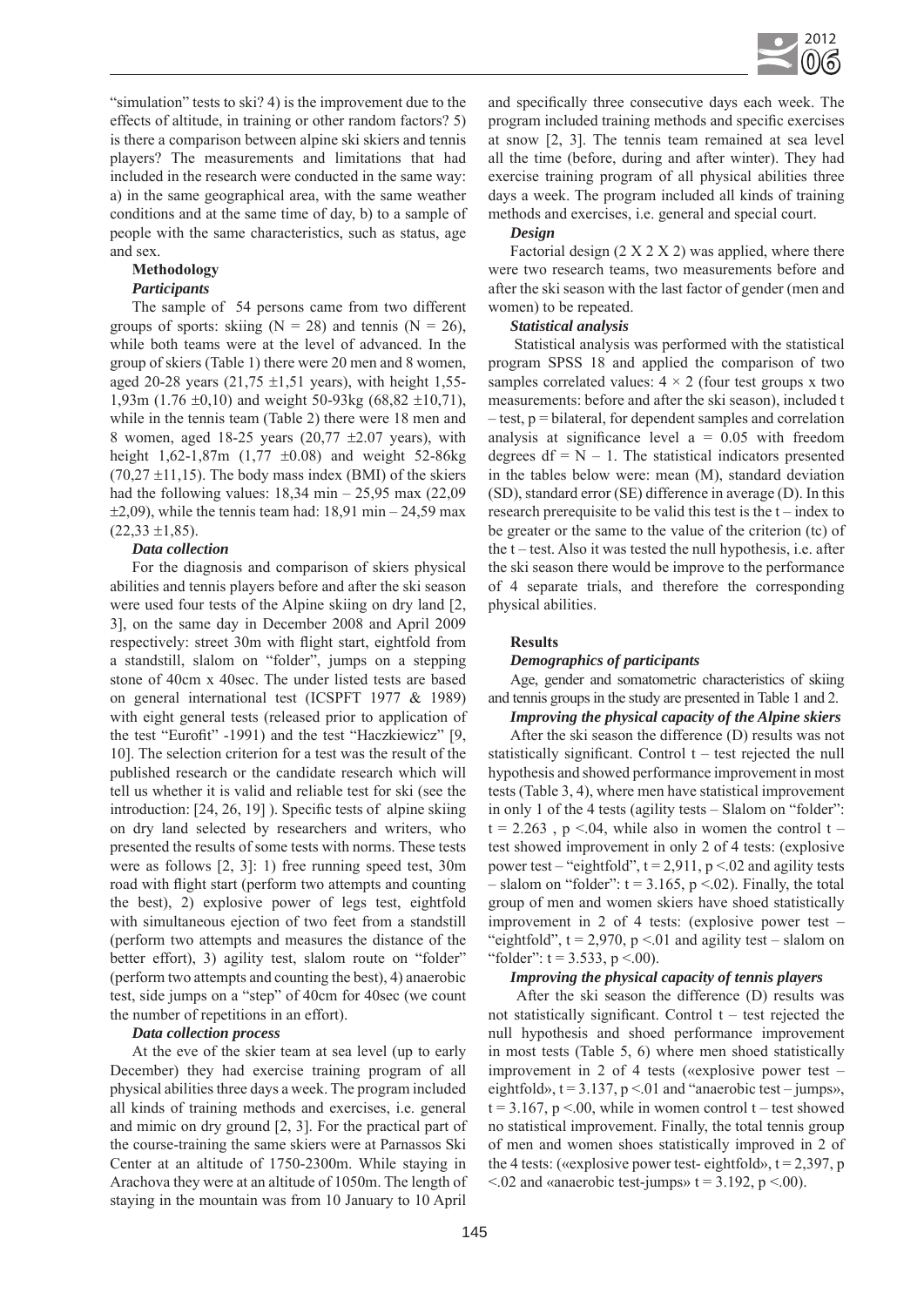"simulation" tests to ski? 4) is the improvement due to the effects of altitude, in training or other random factors? 5) is there a comparison between alpine ski skiers and tennis players? The measurements and limitations that had included in the research were conducted in the same way: a) in the same geographical area, with the same weather conditions and at the same time of day, b) to a sample of people with the same characteristics, such as status, age and sex.

## Methodology

### *Participants*

The sample of 54 persons came from two different groups of sports: skiing (N = 28) and tennis (N = 26), while both teams were at the level of advanced. In the group of skiers (Table 1) there were 20 men and 8 women, aged 20-28 years (21,75 ±1,51 years), with height 1,55-1,93m (1.76 ±0,10) and weight 50-93kg (68,82 ±10,71), while in the tennis team (Table 2) there were 18 men and 8 women, aged 18-25 years (20,77 ±2.07 years), with height 1,62-1,87m (1,77 ±0.08) and weight 52-86kg (70,27 ±11,15). The body mass index (BMI) of the skiers had the following values: 18,34 min – 25,95 max (22,09 ±2,09), while the tennis team had: 18,91 min – 24,59 max (22,33 ±1,85).

### *Data collection*

For the diagnosis and comparison of skiers physical abilities and tennis players before and after the ski season were used four tests of the Alpine skiing on dry land [2, 3], on the same day in December 2008 and April 2009 respectively: street 30m with flight start, eightfold from a standstill, slalom on "folder", jumps on a stepping stone of 40cm x 40sec. The under listed tests are based on general international test (ICSPFT 1977 & 1989) with eight general tests (released prior to application of the test "Eurofit" -1991) and the test "Haczkiewicz" [9, 10]. The selection criterion for a test was the result of the published research or the candidate research which will tell us whether it is valid and reliable test for ski (see the introduction: [24, 26, 19] ). Specific tests of alpine skiing on dry land selected by researchers and writers, who presented the results of some tests with norms. These tests were as follows [2, 3]: 1) free running speed test, 30m road with flight start (perform two attempts and counting the best), 2) explosive power of legs test, eightfold with simultaneous ejection of two feet from a standstill (perform two attempts and measures the distance of the better effort), 3) agility test, slalom route on "folder" (perform two attempts and counting the best), 4) anaerobic test, side jumps on a "step" of 40cm for 40sec (we count the number of repetitions in an effort).

### *Data collection process*

At the eve of the skier team at sea level (up to early December) they had exercise training program of all physical abilities three days a week. The program included all kinds of training methods and exercises, i.e. general and mimic on dry ground [2, 3]. For the practical part of the course-training the same skiers were at Parnassos Ski Center at an altitude of 1750-2300m. While staying in Arachova they were at an altitude of 1050m. The length of staying in the mountain was from 10 January to 10 April and specifically three consecutive days each week. The program included training methods and specific exercises at snow [2, 3]. The tennis team remained at sea level all the time (before, during and after winter). They had exercise training program of all physical abilities three days a week. The program included all kinds of training methods and exercises, i.e. general and special court.

### *Design*

Factorial design (2 X 2 X 2) was applied, where there were two research teams, two measurements before and after the ski season with the last factor of gender (men and women) to be repeated.

### *Statistical analysis*

Statistical analysis was performed with the statistical program SPSS 18 and applied the comparison of two samples correlated values: $4 \times 2$ (four test groups x two measurements: before and after the ski season), included t – test, p = bilateral, for dependent samples and correlation analysis at significance level a = 0.05 with freedom degrees df = N – 1. The statistical indicators presented in the tables below were: mean (M), standard deviation (SD), standard error (SE) difference in average (D). In this research prerequisite to be valid this test is the t – index to be greater or the same to the value of the criterion (tc) of the t – test. Also it was tested the null hypothesis, i.e. after the ski season there would be improve to the performance of 4 separate trials, and therefore the corresponding physical abilities.

## Results

### *Demographics of participants*

Age, gender and somatometric characteristics of skiing and tennis groups in the study are presented in Table 1 and 2.

### *Improving the physical capacity of the Alpine skiers*

After the ski season the difference (D) results was not statistically significant. Control t – test rejected the null hypothesis and showed performance improvement in most tests (Table 3, 4), where men have statistical improvement in only 1 of the 4 tests (agility tests – Slalom on "folder": t = 2.263 , p <.04, while also in women the control t – test showed improvement in only 2 of 4 tests: (explosive power test – "eightfold", t = 2,911, p <.02 and agility tests – slalom on "folder": t = 3.165, p <.02). Finally, the total group of men and women skiers have shoed statistically improvement in 2 of 4 tests: (explosive power test – "eightfold", t = 2,970, p <.01 and agility test – slalom on "folder": t = 3.533, p <.00).

### *Improving the physical capacity of tennis players*

After the ski season the difference (D) results was not statistically significant. Control t – test rejected the null hypothesis and shoed performance improvement in most tests (Table 5, 6) where men shoed statistically improvement in 2 of 4 tests («explosive power test – eightfold», t = 3.137, p <.01 and "anaerobic test – jumps», t = 3.167, p <.00, while in women control t – test showed no statistical improvement. Finally, the total tennis group of men and women shoes statistically improved in 2 of the 4 tests: («explosive power test- eightfold», t = 2,397, p <.02 and «anaerobic test-jumps» t = 3.192, p <.00).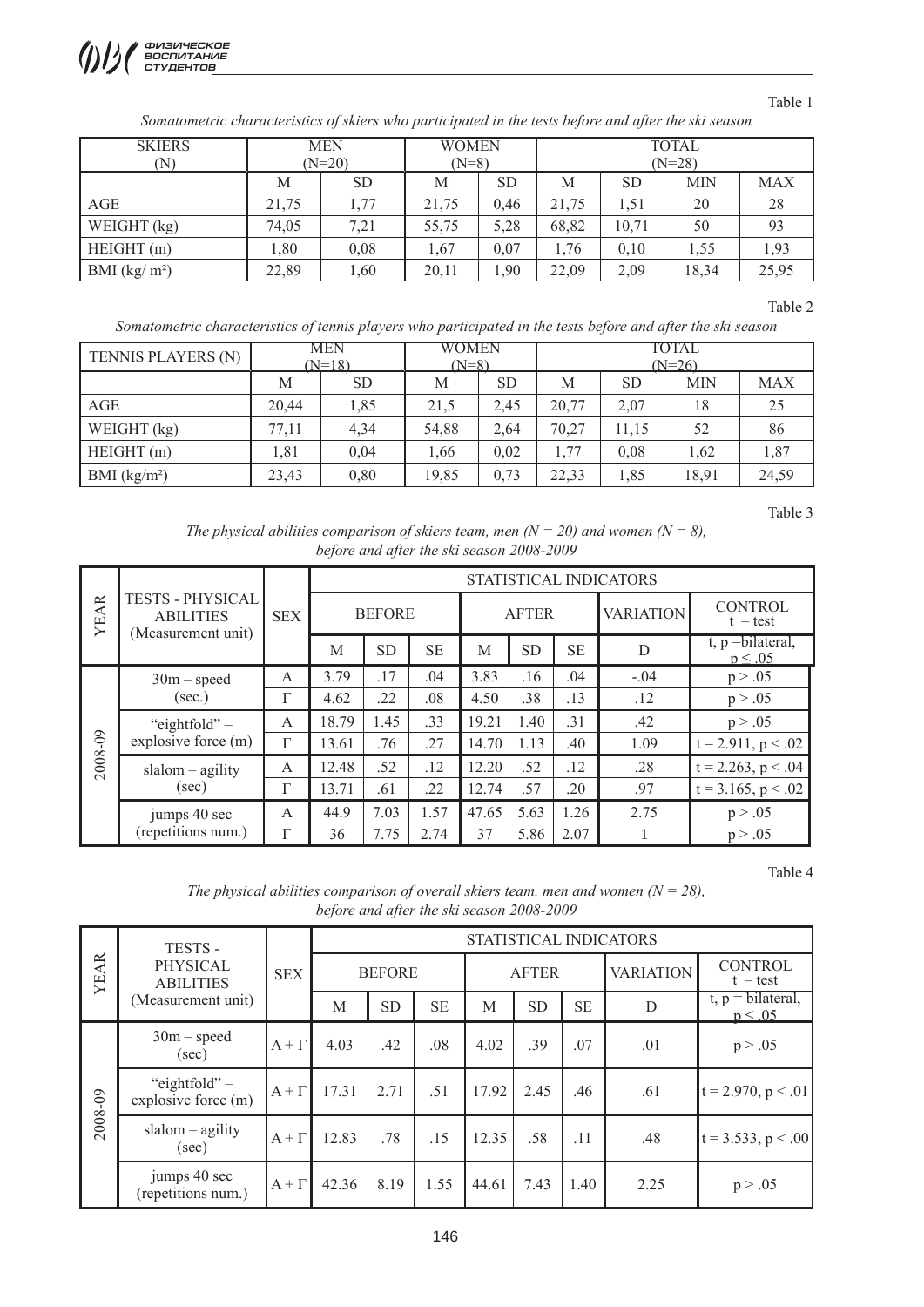Table 1

*Somatometric characteristics of skiers who participated in the tests before and after the ski season*

| SKIERS (N) | MEN (N=20) | | WOMEN (N=8) | | TOTAL (N=28) | | | |
|---|---|---|---|---|---|---|---|---|
| | M | SD | M | SD | M | SD | MIN | MAX |
| AGE | 21,75 | 1,77 | 21,75 | 0,46 | 21,75 | 1,51 | 20 | 28 |
| WEIGHT (kg) | 74,05 | 7,21 | 55,75 | 5,28 | 68,82 | 10,71 | 50 | 93 |
| HEIGHT (m) | 1,80 | 0,08 | 1,67 | 0,07 | 1,76 | 0,10 | 1,55 | 1,93 |
| BMI (kg/ m²) | 22,89 | 1,60 | 20,11 | 1,90 | 22,09 | 2,09 | 18,34 | 25,95 |

Table 2

*Somatometric characteristics of tennis players who participated in the tests before and after the ski season*

| TENNIS PLAYERS (N) | MEN (N=18) | | WOMEN (N=8) | | TOTAL (N=26) | | | |
|---|---|---|---|---|---|---|---|---|
| | M | SD | M | SD | M | SD | MIN | MAX |
| AGE | 20,44 | 1,85 | 21,5 | 2,45 | 20,77 | 2,07 | 18 | 25 |
| WEIGHT (kg) | 77,11 | 4,34 | 54,88 | 2,64 | 70,27 | 11,15 | 52 | 86 |
| HEIGHT (m) | 1,81 | 0,04 | 1,66 | 0,02 | 1,77 | 0,08 | 1,62 | 1,87 |
| BMI (kg/m²) | 23,43 | 0,80 | 19,85 | 0,73 | 22,33 | 1,85 | 18,91 | 24,59 |

Table 3

*The physical abilities comparison of skiers team, men (N = 20) and women (N = 8), before and after the ski season 2008-2009*

| YEAR | TESTS - PHYSICAL ABILITIES (Measurement unit) | SEX | STATISTICAL INDICATORS | | | | | | | |
|---|---|---|---|---|---|---|---|---|---|---|
| | | | BEFORE | | | AFTER | | | VARIATION | CONTROL t – test |
| | | | M | SD | SE | M | SD | SE | D | t, p =bilateral, p < .05 |
| 2008-09 | 30m – speed (sec.) | A | 3.79 | .17 | .04 | 3.83 | .16 | .04 | -.04 | p > .05 |
| | | Γ | 4.62 | .22 | .08 | 4.50 | .38 | .13 | .12 | p > .05 |
| | "eightfold" – explosive force (m) | A | 18.79 | 1.45 | .33 | 19.21 | 1.40 | .31 | .42 | p > .05 |
| | | Γ | 13.61 | .76 | .27 | 14.70 | 1.13 | .40 | 1.09 | t = 2.911, p < .02 |
| | slalom – agility (sec) | A | 12.48 | .52 | .12 | 12.20 | .52 | .12 | .28 | t = 2.263, p < .04 |
| | | Γ | 13.71 | .61 | .22 | 12.74 | .57 | .20 | .97 | t = 3.165, p < .02 |
| | jumps 40 sec (repetitions num.) | A | 44.9 | 7.03 | 1.57 | 47.65 | 5.63 | 1.26 | 2.75 | p > .05 |
| | | Γ | 36 | 7.75 | 2.74 | 37 | 5.86 | 2.07 | 1 | p > .05 |

Table 4

*The physical abilities comparison of overall skiers team, men and women (N = 28), before and after the ski season 2008-2009*

| YEAR | TESTS - PHYSICAL ABILITIES (Measurement unit) | SEX | STATISTICAL INDICATORS | | | | | | | |
|---|---|---|---|---|---|---|---|---|---|---|
| | | | BEFORE | | | AFTER | | | VARIATION | CONTROL t – test |
| | | | M | SD | SE | M | SD | SE | D | t, p = bilateral, p < .05 |
| 2008-09 | 30m – speed (sec) | A + Γ | 4.03 | .42 | .08 | 4.02 | .39 | .07 | .01 | p > .05 |
| | "eightfold" – explosive force (m) | A + Γ | 17.31 | 2.71 | .51 | 17.92 | 2.45 | .46 | .61 | t = 2.970, p < .01 |
| | slalom – agility (sec) | A + Γ | 12.83 | .78 | .15 | 12.35 | .58 | .11 | .48 | t = 3.533, p < .00 |
| | jumps 40 sec (repetitions num.) | A + Γ | 42.36 | 8.19 | 1.55 | 44.61 | 7.43 | 1.40 | 2.25 | p > .05 |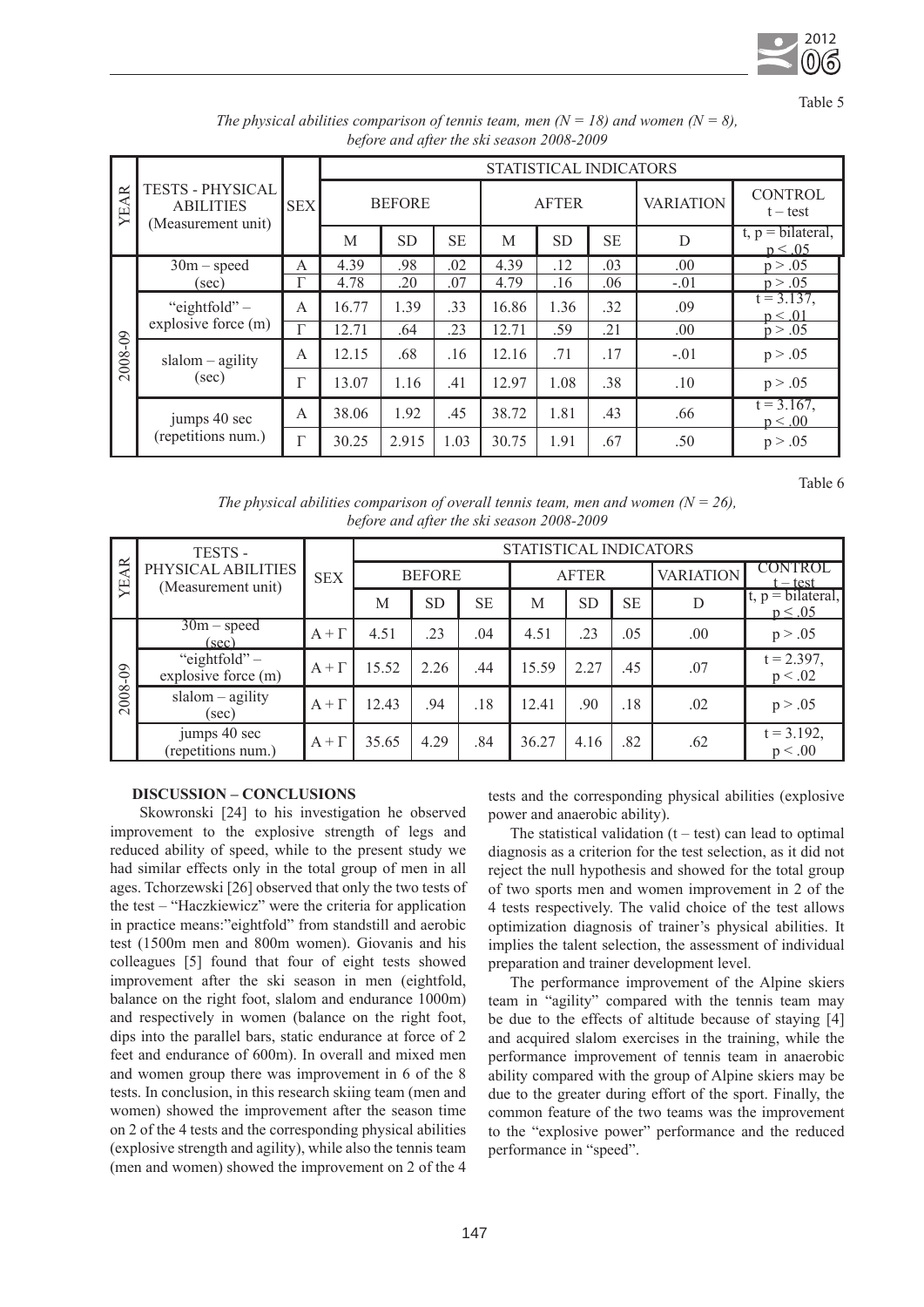Table 5

*The physical abilities comparison of tennis team, men (N = 18) and women (N = 8), before and after the ski season 2008-2009*

| YEAR | TESTS - PHYSICAL ABILITIES (Measurement unit) | SEX | STATISTICAL INDICATORS | | | | | | | |
|---|---|---|---|---|---|---|---|---|---|---|
| | | | BEFORE | | | AFTER | | | VARIATION | CONTROL t – test |
| | | | M | SD | SE | M | SD | SE | D | t, p = bilateral, p < .05 |
| 2008-09 | 30m – speed (sec) | A | 4.39 | .98 | .02 | 4.39 | .12 | .03 | .00 | p > .05 |
| | | Γ | 4.78 | .20 | .07 | 4.79 | .16 | .06 | -.01 | p > .05 |
| | "eightfold" – explosive force (m) | A | 16.77 | 1.39 | .33 | 16.86 | 1.36 | .32 | .09 | t = 3.137, p < .01 |
| | | Γ | 12.71 | .64 | .23 | 12.71 | .59 | .21 | .00 | p > .05 |
| | slalom – agility (sec) | A | 12.15 | .68 | .16 | 12.16 | .71 | .17 | -.01 | p > .05 |
| | | Γ | 13.07 | 1.16 | .41 | 12.97 | 1.08 | .38 | .10 | p > .05 |
| | jumps 40 sec (repetitions num.) | A | 38.06 | 1.92 | .45 | 38.72 | 1.81 | .43 | .66 | t = 3.167, p < .00 |
| | | Γ | 30.25 | 2.915 | 1.03 | 30.75 | 1.91 | .67 | .50 | p > .05 |

Table 6

*The physical abilities comparison of overall tennis team, men and women (N = 26), before and after the ski season 2008-2009*

| YEAR | TESTS - PHYSICAL ABILITIES (Measurement unit) | SEX | STATISTICAL INDICATORS | | | | | | | |
|---|---|---|---|---|---|---|---|---|---|---|
| | | | BEFORE | | | AFTER | | | VARIATION | CONTROL t – test |
| | | | M | SD | SE | M | SD | SE | D | t, p = bilateral, p < .05 |
| 2008-09 | 30m – speed (sec) | A + Γ | 4.51 | .23 | .04 | 4.51 | .23 | .05 | .00 | p > .05 |
| | "eightfold" – explosive force (m) | A + Γ | 15.52 | 2.26 | .44 | 15.59 | 2.27 | .45 | .07 | t = 2.397, p < .02 |
| | slalom – agility (sec) | A + Γ | 12.43 | .94 | .18 | 12.41 | .90 | .18 | .02 | p > .05 |
| | jumps 40 sec (repetitions num.) | A + Γ | 35.65 | 4.29 | .84 | 36.27 | 4.16 | .82 | .62 | t = 3.192, p < .00 |

## DISCUSSION – CONCLUSIONS

Skowronski [24] to his investigation he observed improvement to the explosive strength of legs and reduced ability of speed, while to the present study we had similar effects only in the total group of men in all ages. Tchorzewski [26] observed that only the two tests of the test – "Haczkiewicz" were the criteria for application in practice means:"eightfold" from standstill and aerobic test (1500m men and 800m women). Giovanis and his colleagues [5] found that four of eight tests showed improvement after the ski season in men (eightfold, balance on the right foot, slalom and endurance 1000m) and respectively in women (balance on the right foot, dips into the parallel bars, static endurance at force of 2 feet and endurance of 600m). In overall and mixed men and women group there was improvement in 6 of the 8 tests. In conclusion, in this research skiing team (men and women) showed the improvement after the season time on 2 of the 4 tests and the corresponding physical abilities (explosive strength and agility), while also the tennis team (men and women) showed the improvement on 2 of the 4 tests and the corresponding physical abilities (explosive power and anaerobic ability).

The statistical validation (t – test) can lead to optimal diagnosis as a criterion for the test selection, as it did not reject the null hypothesis and showed for the total group of two sports men and women improvement in 2 of the 4 tests respectively. The valid choice of the test allows optimization diagnosis of trainer's physical abilities. It implies the talent selection, the assessment of individual preparation and trainer development level.

The performance improvement of the Alpine skiers team in "agility" compared with the tennis team may be due to the effects of altitude because of staying [4] and acquired slalom exercises in the training, while the performance improvement of tennis team in anaerobic ability compared with the group of Alpine skiers may be due to the greater during effort of the sport. Finally, the common feature of the two teams was the improvement to the "explosive power" performance and the reduced performance in "speed".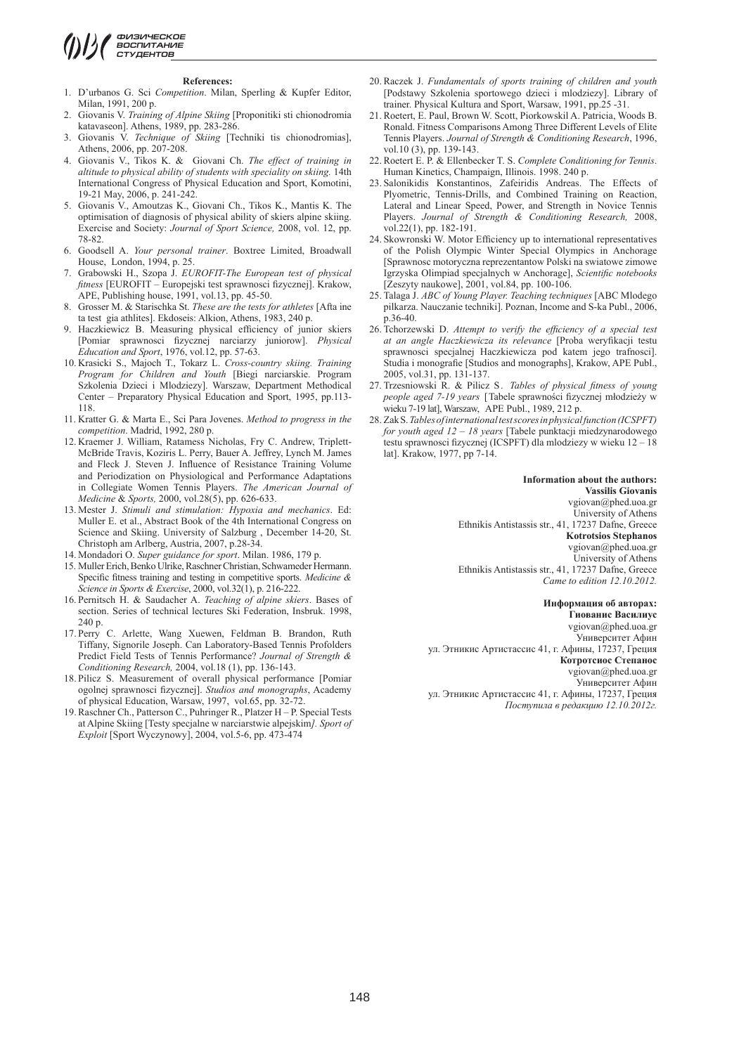**References:**

1. D'urbanos G. Sci *Competition*. Milan, Sperling & Kupfer Editor, Milan, 1991, 200 p.
2. Giovanis V. *Training of Alpine Skiing* [Proponitiki sti chionodromia katavaseon]. Athens, 1989, pp. 283-286.
3. Giovanis V. *Technique of Skiing* [Techniki tis chionodromias], Athens, 2006, pp. 207-208.
4. Giovanis V., Tikos K. & Giovani Ch. *The effect of training in altitude to physical ability of students with speciality on skiing.* 14th International Congress of Physical Education and Sport, Komotini, 19-21 May, 2006, p. 241-242.
5. Giovanis V., Amoutzas K., Giovani Ch., Tikos K., Mantis K. The optimisation of diagnosis of physical ability of skiers alpine skiing. Exercise and Society: *Journal of Sport Science,* 2008, vol. 12, pp. 78-82.
6. Goodsell A. *Your personal trainer*. Boxtree Limited, Broadwall House, London, 1994, p. 25.
7. Grabowski H., Szopa J. *EUROFIT-The European test of physical fitness* [EUROFIT – Europejski test sprawnosci fizycznej]. Krakow, APE, Publishing house, 1991, vol.13, pp. 45-50.
8. Grosser M. & Starischka St. *These are the tests for athletes* [Afta ine ta test gia athlites]. Ekdoseis: Alkion, Athens, 1983, 240 p.
9. Haczkiewicz B. Measuring physical efficiency of junior skiers [Pomiar sprawnosci fizycznej narciarzy juniorow]. *Physical Education and Sport*, 1976, vol.12, pp. 57-63.
10. Krasicki S., Majoch T., Tokarz L. *Cross-country skiing. Training Program for Children and Youth* [Biegi narciarskie. Program Szkolenia Dzieci i Mlodziezy]. Warszaw, Department Methodical Center – Preparatory Physical Education and Sport, 1995, pp.113-118.
11. Kratter G. & Marta E., Sci Para Jovenes. *Method to progress in the competition*. Madrid, 1992, 280 p.
12. Kraemer J. William, Ratamess Nicholas, Fry C. Andrew, Triplett-McBride Travis, Koziris L. Perry, Bauer A. Jeffrey, Lynch M. James and Fleck J. Steven J. Influence of Resistance Training Volume and Periodization on Physiological and Performance Adaptations in Collegiate Women Tennis Players. *The American Journal of Medicine* & *Sports,* 2000, vol.28(5), pp. 626-633.
13. Mester J. *Stimuli and stimulation: Hypoxia and mechanics*. Ed: Muller E. et al., Abstract Book of the 4th International Congress on Science and Skiing. University of Salzburg , December 14-20, St. Christoph am Arlberg, Austria, 2007, p.28-34.
14. Mondadori O. *Super guidance for sport*. Milan. 1986, 179 p.
15. Muller Erich, Benko Ulrike, Raschner Christian, Schwameder Hermann. Specific fitness training and testing in competitive sports. *Medicine & Science in Sports & Exercise*, 2000, vol.32(1), p. 216-222.
16. Pernitsch H. & Saudacher A. *Teaching of alpine skiers*. Bases of section. Series of technical lectures Ski Federation, Insbruk. 1998, 240 p.
17. Perry C. Arlette, Wang Xuewen, Feldman B. Brandon, Ruth Tiffany, Signorile Joseph. Can Laboratory-Based Tennis Profolders Predict Field Tests of Tennis Performance? *Journal of Strength & Conditioning Research,* 2004, vol.18 (1), pp. 136-143.
18. Pilicz S. Measurement of overall physical performance [Pomiar ogolnej sprawnosci fizycznej]. *Studios and monographs*, Academy of physical Education, Warsaw, 1997, vol.65, pp. 32-72.
19. Raschner Ch., Patterson C., Puhringer R., Platzer H – P. Special Tests at Alpine Skiing [Testy specjalne w narciarstwie alpejskim*]. Sport of Exploit* [Sport Wyczynowy], 2004, vol.5-6, pp. 473-474
20. Raczek J. *Fundamentals of sports training of children and youth* [Podstawy Szkolenia sportowego dzieci i mlodziezy]. Library of trainer. Physical Kultura and Sport, Warsaw, 1991, pp.25 -31.
21. Roetert, E. Paul, Brown W. Scott, Piorkowskil A. Patricia, Woods B. Ronald. Fitness Comparisons Among Three Different Levels of Elite Tennis Players. *Journal of Strength & Conditioning Research*, 1996, vol.10 (3), pp. 139-143.
22. Roetert E. P. & Ellenbecker T. S. *Complete Conditioning for Tennis*. Human Kinetics, Champaign, Illinois. 1998. 240 p.
23. Salonikidis Konstantinos, Zafeiridis Andreas. The Effects of Plyometric, Tennis-Drills, and Combined Training on Reaction, Lateral and Linear Speed, Power, and Strength in Novice Tennis Players. *Journal of Strength & Conditioning Research,* 2008, vol.22(1), pp. 182-191.
24. Skowronski W. Motor Efficiency up to international representatives of the Polish Olympic Winter Special Olympics in Anchorage [Sprawnosc motoryczna reprezentantow Polski na swiatowe zimowe Igrzyska Olimpiad specjalnych w Anchorage], *Scientific notebooks* [Zeszyty naukowe], 2001, vol.84, pp. 100-106.
25. Talaga J. *ABC of Young Player. Teaching techniques* [ABC Mlodego pilkarza. Nauczanie techniki]. Poznan, Income and S-ka Publ., 2006, p.36-40.
26. Tchorzewski D. *Attempt to verify the efficiency of a special test at an angle Haczkiewicza its relevance* [Proba weryfikacji testu sprawnosci specjalnej Haczkiewicza pod katem jego trafnosci]. Studia i monografie [Studios and monographs], Krakow, APE Publ., 2005, vol.31, pp. 131-137.
27. Trzesniowski R. & Pilicz S. *Tables of physical fitness of young people aged 7-19 years* [Tabele sprawności fizycznej młodzieży w wieku 7-19 lat], Warszaw, APE Publ., 1989, 212 p.
28. Zak S. *Tables of international test scores in physical function (ICSPFT) for youth aged 12 – 18 years* [Tabele punktacji miedzynarodowego testu sprawnosci fizycznej (ICSPFT) dla mlodziezy w wieku 12 – 18 lat]. Krakow, 1977, pp 7-14.

**Information about the authors:**

**Vassilis Giovanis**
vgiovan@phed.uoa.gr
University of Athens
Ethnikis Antistassis str., 41, 17237 Dafne, Greece

**Kotrotsios Stephanos**
vgiovan@phed.uoa.gr
University of Athens
Ethnikis Antistassis str., 41, 17237 Dafne, Greece

*Came to edition 12.10.2012.*

**Информация об авторах:**

**Гиованис Василиус**
vgiovan@phed.uoa.gr
Университет Афин
ул. Этникис Артистассис 41, г. Афины, 17237, Греция

**Котротсиос Степанос**
vgiovan@phed.uoa.gr
Университет Афин
ул. Этникис Артистассис 41, г. Афины, 17237, Греция

*Поступила в редакцию 12.10.2012г.*